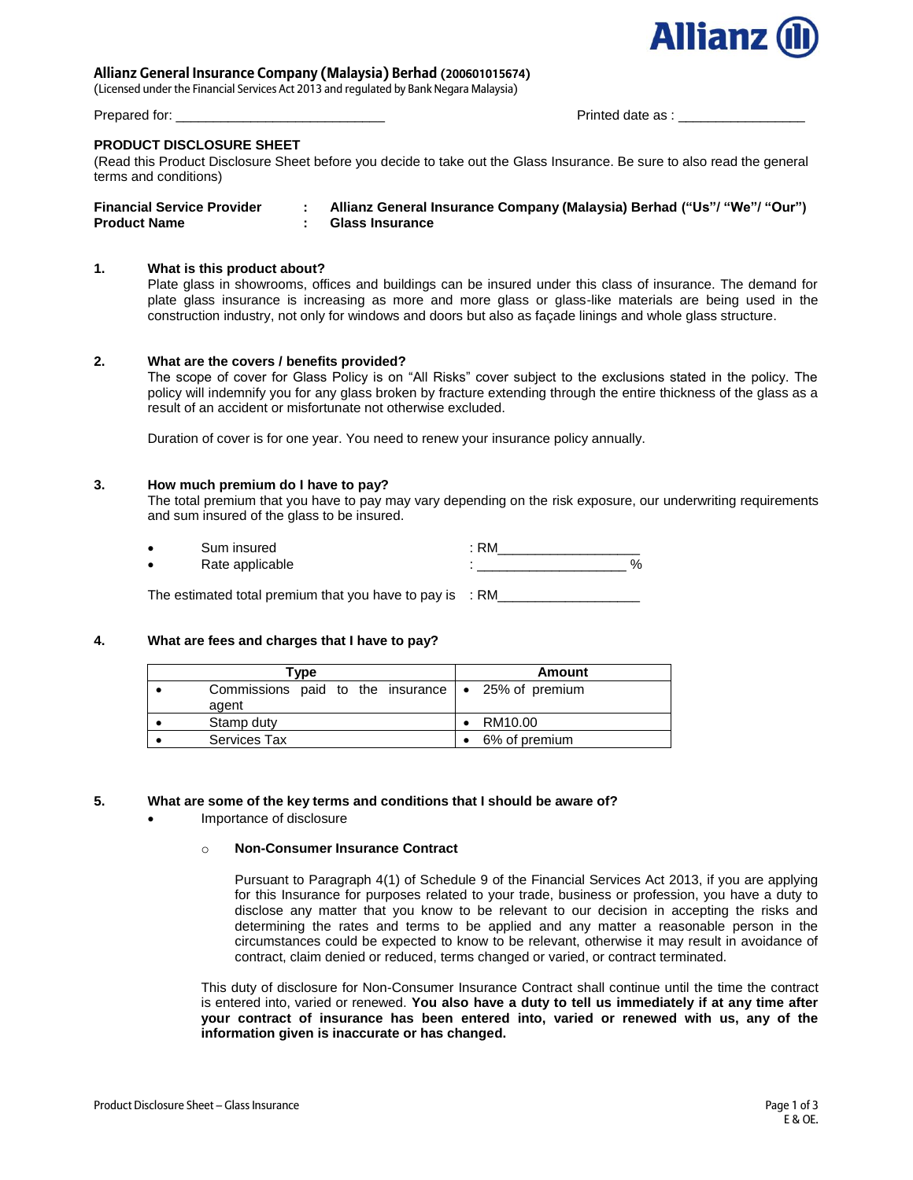**Allianz General Insurance Company (Malaysia) Berhad (200601015674)**
(Licensed under the Financial Services Act 2013 and regulated by Bank Negara Malaysia)

Prepared for: ____________________________ Printed date as : _________________

## PRODUCT DISCLOSURE SHEET

(Read this Product Disclosure Sheet before you decide to take out the Glass Insurance. Be sure to also read the general terms and conditions)

**Financial Service Provider : Allianz General Insurance Company (Malaysia) Berhad ("Us"/ "We"/ "Our")**
**Product Name : Glass Insurance**

### 1. What is this product about?

Plate glass in showrooms, offices and buildings can be insured under this class of insurance. The demand for plate glass insurance is increasing as more and more glass or glass-like materials are being used in the construction industry, not only for windows and doors but also as façade linings and whole glass structure.

### 2. What are the covers / benefits provided?

The scope of cover for Glass Policy is on "All Risks" cover subject to the exclusions stated in the policy. The policy will indemnify you for any glass broken by fracture extending through the entire thickness of the glass as a result of an accident or misfortunate not otherwise excluded.

Duration of cover is for one year. You need to renew your insurance policy annually.

### 3. How much premium do I have to pay?

The total premium that you have to pay may vary depending on the risk exposure, our underwriting requirements and sum insured of the glass to be insured.

- Sum insured : RM___________________
- Rate applicable : ____________________ %

The estimated total premium that you have to pay is : RM___________________

### 4. What are fees and charges that I have to pay?

| Type | Amount |
|---|---|
| • Commissions paid to the insurance agent | • 25% of premium |
| • Stamp duty | • RM10.00 |
| • Services Tax | • 6% of premium |

### 5. What are some of the key terms and conditions that I should be aware of?

- Importance of disclosure
  - **Non-Consumer Insurance Contract**

    Pursuant to Paragraph 4(1) of Schedule 9 of the Financial Services Act 2013, if you are applying for this Insurance for purposes related to your trade, business or profession, you have a duty to disclose any matter that you know to be relevant to our decision in accepting the risks and determining the rates and terms to be applied and any matter a reasonable person in the circumstances could be expected to know to be relevant, otherwise it may result in avoidance of contract, claim denied or reduced, terms changed or varied, or contract terminated.

  This duty of disclosure for Non-Consumer Insurance Contract shall continue until the time the contract is entered into, varied or renewed. **You also have a duty to tell us immediately if at any time after your contract of insurance has been entered into, varied or renewed with us, any of the information given is inaccurate or has changed.**

E & OE.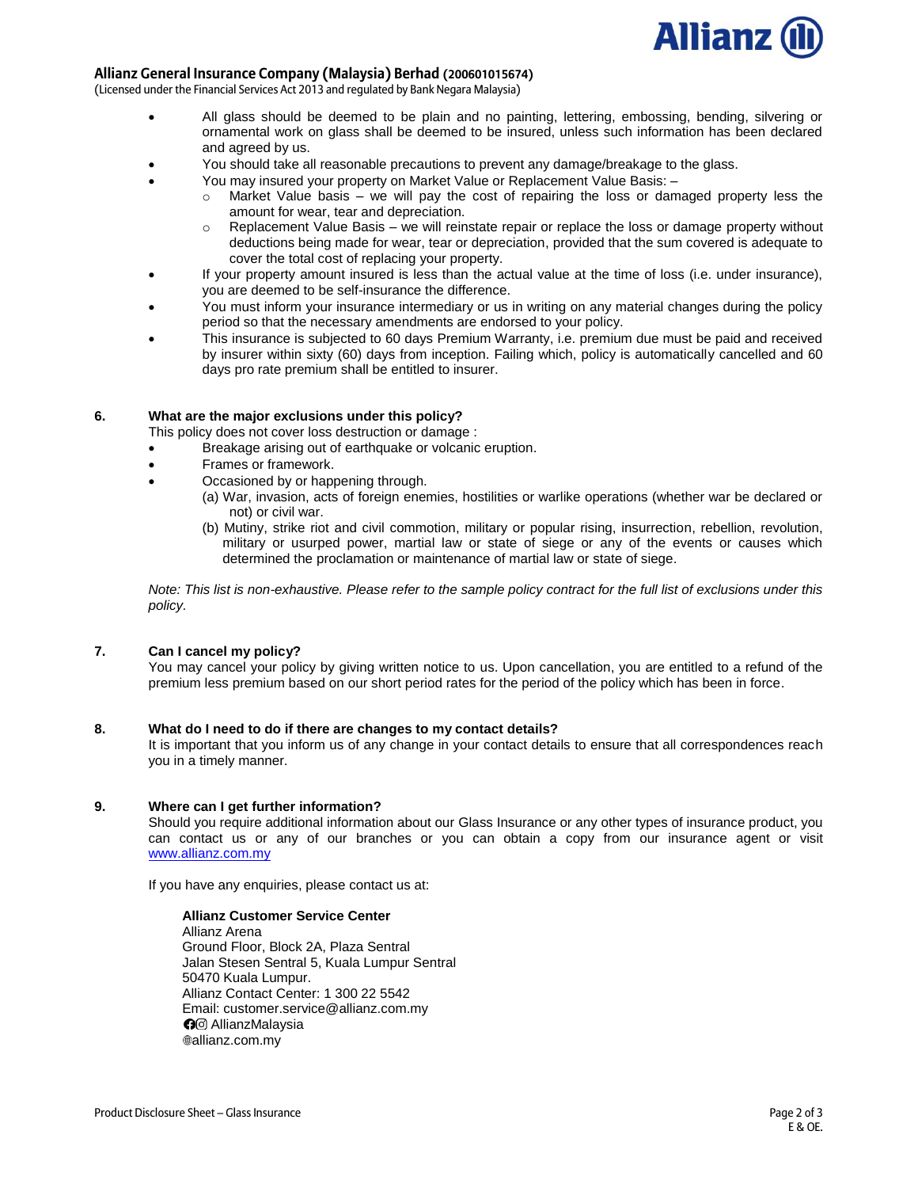- All glass should be deemed to be plain and no painting, lettering, embossing, bending, silvering or ornamental work on glass shall be deemed to be insured, unless such information has been declared and agreed by us.
- You should take all reasonable precautions to prevent any damage/breakage to the glass.
- You may insured your property on Market Value or Replacement Value Basis: –
  - Market Value basis – we will pay the cost of repairing the loss or damaged property less the amount for wear, tear and depreciation.
  - Replacement Value Basis – we will reinstate repair or replace the loss or damage property without deductions being made for wear, tear or depreciation, provided that the sum covered is adequate to cover the total cost of replacing your property.
- If your property amount insured is less than the actual value at the time of loss (i.e. under insurance), you are deemed to be self-insurance the difference.
- You must inform your insurance intermediary or us in writing on any material changes during the policy period so that the necessary amendments are endorsed to your policy.
- This insurance is subjected to 60 days Premium Warranty, i.e. premium due must be paid and received by insurer within sixty (60) days from inception. Failing which, policy is automatically cancelled and 60 days pro rate premium shall be entitled to insurer.

**6. What are the major exclusions under this policy?**

This policy does not cover loss destruction or damage :

- Breakage arising out of earthquake or volcanic eruption.
- Frames or framework.
- Occasioned by or happening through.

  (a) War, invasion, acts of foreign enemies, hostilities or warlike operations (whether war be declared or not) or civil war.

  (b) Mutiny, strike riot and civil commotion, military or popular rising, insurrection, rebellion, revolution, military or usurped power, martial law or state of siege or any of the events or causes which determined the proclamation or maintenance of martial law or state of siege.

*Note: This list is non-exhaustive. Please refer to the sample policy contract for the full list of exclusions under this policy.*

**7. Can I cancel my policy?**

You may cancel your policy by giving written notice to us. Upon cancellation, you are entitled to a refund of the premium less premium based on our short period rates for the period of the policy which has been in force.

**8. What do I need to do if there are changes to my contact details?**

It is important that you inform us of any change in your contact details to ensure that all correspondences reach you in a timely manner.

**9. Where can I get further information?**

Should you require additional information about our Glass Insurance or any other types of insurance product, you can contact us or any of our branches or you can obtain a copy from our insurance agent or visit www.allianz.com.my

If you have any enquiries, please contact us at:

**Allianz Customer Service Center**
Allianz Arena
Ground Floor, Block 2A, Plaza Sentral
Jalan Stesen Sentral 5, Kuala Lumpur Sentral
50470 Kuala Lumpur.
Allianz Contact Center: 1 300 22 5542
Email: customer.service@allianz.com.my
AllianzMalaysia
allianz.com.my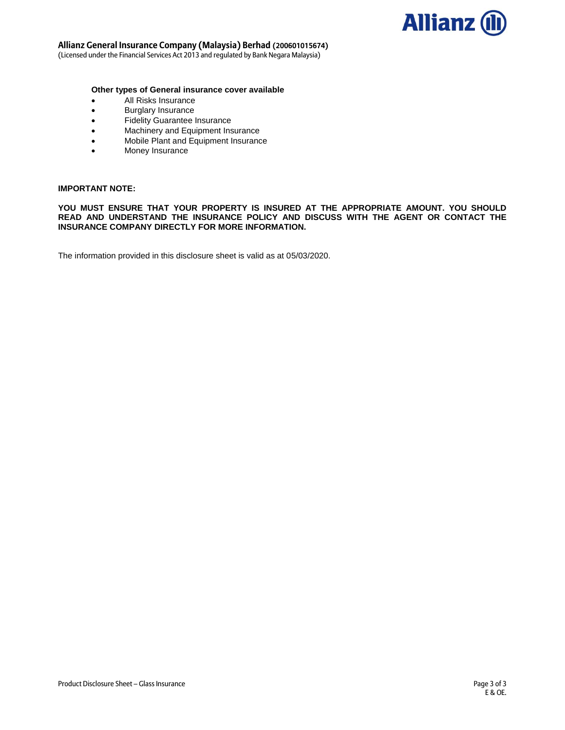**Other types of General insurance cover available**

- All Risks Insurance
- Burglary Insurance
- Fidelity Guarantee Insurance
- Machinery and Equipment Insurance
- Mobile Plant and Equipment Insurance
- Money Insurance

**IMPORTANT NOTE:**

**YOU MUST ENSURE THAT YOUR PROPERTY IS INSURED AT THE APPROPRIATE AMOUNT. YOU SHOULD READ AND UNDERSTAND THE INSURANCE POLICY AND DISCUSS WITH THE AGENT OR CONTACT THE INSURANCE COMPANY DIRECTLY FOR MORE INFORMATION.**

The information provided in this disclosure sheet is valid as at 05/03/2020.

E & OE.